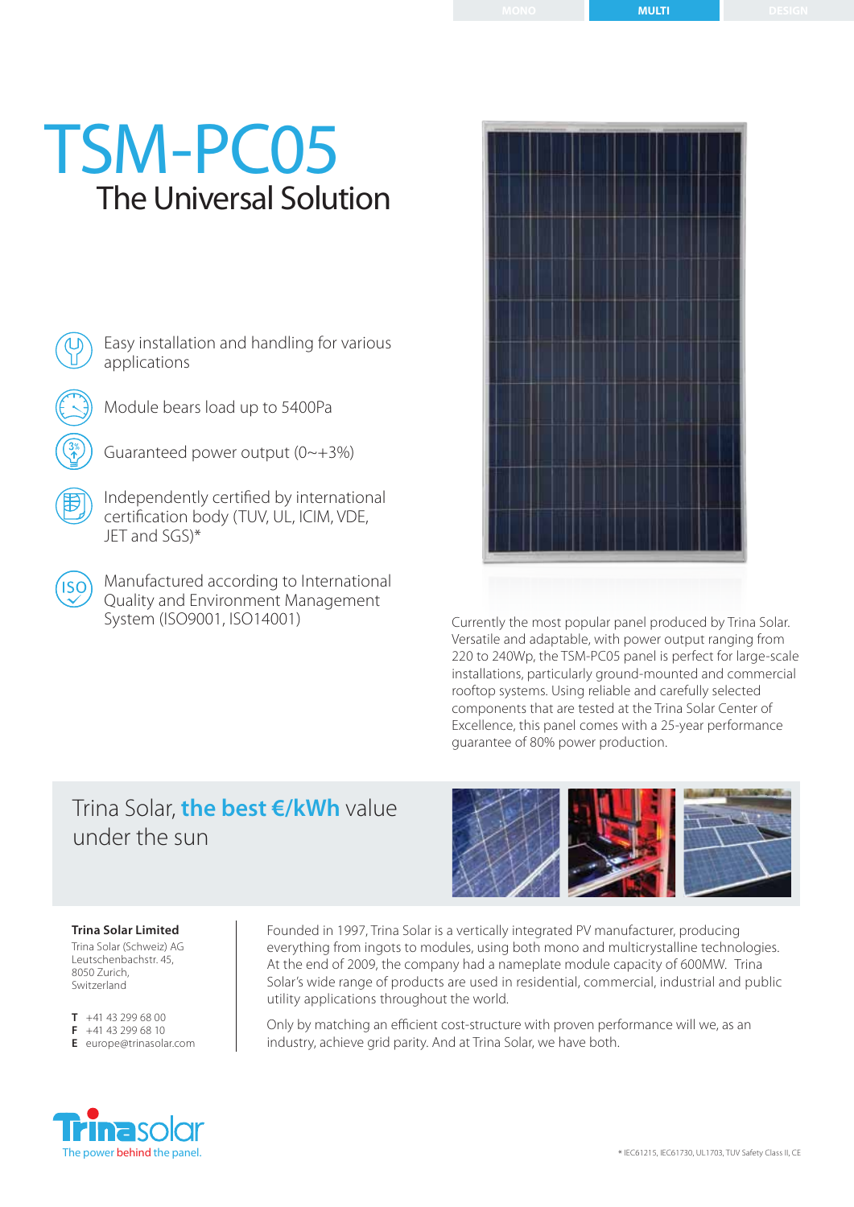MONO | **MULTI** | DESIGN

# TSM-PC05

## The Universal Solution

- Easy installation and handling for various applications
- Module bears load up to 5400Pa
- Guaranteed power output (0~+3%)
- Independently certified by international certification body (TUV, UL, ICIM, VDE, JET and SGS)*
- Manufactured according to International Quality and Environment Management System (ISO9001, ISO14001)

Currently the most popular panel produced by Trina Solar. Versatile and adaptable, with power output ranging from 220 to 240Wp, the TSM-PC05 panel is perfect for large-scale installations, particularly ground-mounted and commercial rooftop systems. Using reliable and carefully selected components that are tested at the Trina Solar Center of Excellence, this panel comes with a 25-year performance guarantee of 80% power production.

## Trina Solar, **the best €/kWh** value under the sun

**Trina Solar Limited**
Trina Solar (Schweiz) AG
Leutschenbachstr. 45,
8050 Zurich,
Switzerland

**T** +41 43 299 68 00
**F** +41 43 299 68 10
**E** europe@trinasolar.com

Founded in 1997, Trina Solar is a vertically integrated PV manufacturer, producing everything from ingots to modules, using both mono and multicrystalline technologies. At the end of 2009, the company had a nameplate module capacity of 600MW. Trina Solar's wide range of products are used in residential, commercial, industrial and public utility applications throughout the world.

Only by matching an efficient cost-structure with proven performance will we, as an industry, achieve grid parity. And at Trina Solar, we have both.

Trinasolar
The power behind the panel.

* IEC61215, IEC61730, UL1703, TUV Safety Class II, CE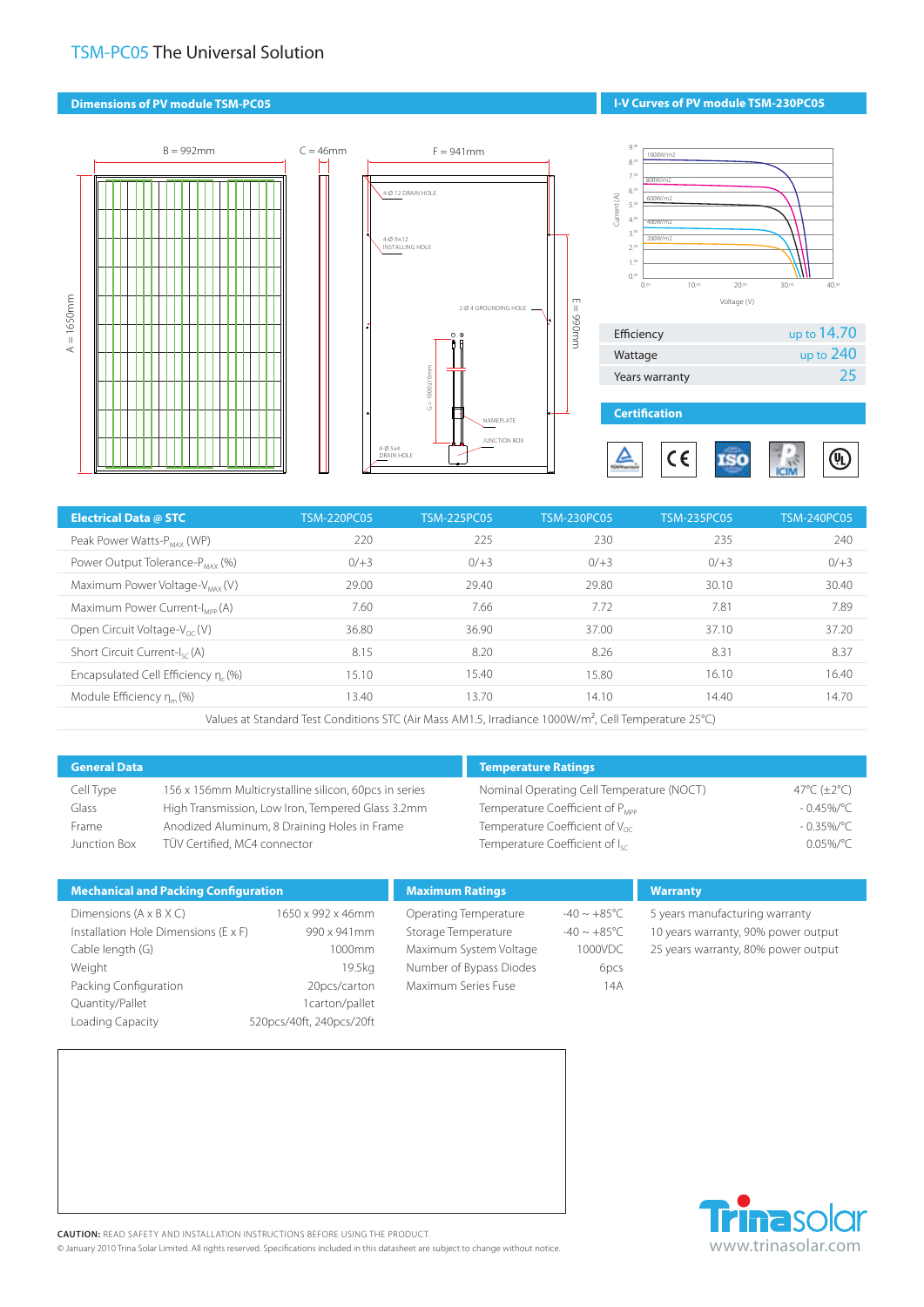# TSM-PC05 The Universal Solution

## Dimensions of PV module TSM-PC05

B = 992mm

C = 46mm

F = 941mm

A = 1650mm

E = 990mm

4-Ø 12 DRAIN HOLE

4-Ø 9x12 INSTALLING HOLE

2-Ø 4 GROUNDING HOLE

G = 1000±10mm

NAMEPLATE

JUNCTION BOX

4-Ø 5x4 DRAIN HOLE

## I-V Curves of PV module TSM-230PC05

Current (A)

Voltage (V)

1000W/m2

800W/m2

600W/m2

400W/m2

200W/m2

| | |
|---|---|
| Efficiency | up to 14.70 |
| Wattage | up to 240 |
| Years warranty | 25 |

## Certification

| Electrical Data @ STC | TSM-220PC05 | TSM-225PC05 | TSM-230PC05 | TSM-235PC05 | TSM-240PC05 |
|---|---|---|---|---|---|
| Peak Power Watts-$P_{MAX}$ (WP) | 220 | 225 | 230 | 235 | 240 |
| Power Output Tolerance-$P_{MAX}$ (%) | 0/+3 | 0/+3 | 0/+3 | 0/+3 | 0/+3 |
| Maximum Power Voltage-$V_{MAX}$ (V) | 29.00 | 29.40 | 29.80 | 30.10 | 30.40 |
| Maximum Power Current-$I_{MPP}$ (A) | 7.60 | 7.66 | 7.72 | 7.81 | 7.89 |
| Open Circuit Voltage-$V_{OC}$ (V) | 36.80 | 36.90 | 37.00 | 37.10 | 37.20 |
| Short Circuit Current-$I_{SC}$ (A) | 8.15 | 8.20 | 8.26 | 8.31 | 8.37 |
| Encapsulated Cell Efficiency $\eta_c$ (%) | 15.10 | 15.40 | 15.80 | 16.10 | 16.40 |
| Module Efficiency $\eta_m$ (%) | 13.40 | 13.70 | 14.10 | 14.40 | 14.70 |

Values at Standard Test Conditions STC (Air Mass AM1.5, Irradiance 1000W/m², Cell Temperature 25°C)

| General Data | |
|---|---|
| Cell Type | 156 x 156mm Multicrystalline silicon, 60pcs in series |
| Glass | High Transmission, Low Iron, Tempered Glass 3.2mm |
| Frame | Anodized Aluminum, 8 Draining Holes in Frame |
| Junction Box | TÜV Certified, MC4 connector |

| Temperature Ratings | |
|---|---|
| Nominal Operating Cell Temperature (NOCT) | 47°C (±2°C) |
| Temperature Coefficient of $P_{MPP}$ | - 0.45%/°C |
| Temperature Coefficient of $V_{OC}$ | - 0.35%/°C |
| Temperature Coefficient of $I_{SC}$ | 0.05%/°C |

| Mechanical and Packing Configuration | |
|---|---|
| Dimensions (A x B X C) | 1650 x 992 x 46mm |
| Installation Hole Dimensions (E x F) | 990 x 941mm |
| Cable length (G) | 1000mm |
| Weight | 19.5kg |
| Packing Configuration | 20pcs/carton |
| Quantity/Pallet | 1carton/pallet |
| Loading Capacity | 520pcs/40ft, 240pcs/20ft |

| Maximum Ratings | |
|---|---|
| Operating Temperature | -40 ~ +85°C |
| Storage Temperature | -40 ~ +85°C |
| Maximum System Voltage | 1000VDC |
| Number of Bypass Diodes | 6pcs |
| Maximum Series Fuse | 14A |

**Warranty**

5 years manufacturing warranty

10 years warranty, 90% power output

25 years warranty, 80% power output

**CAUTION:** READ SAFETY AND INSTALLATION INSTRUCTIONS BEFORE USING THE PRODUCT.

© January 2010 Trina Solar Limited. All rights reserved. Specifications included in this datasheet are subject to change without notice.

Trinasolar

www.trinasolar.com